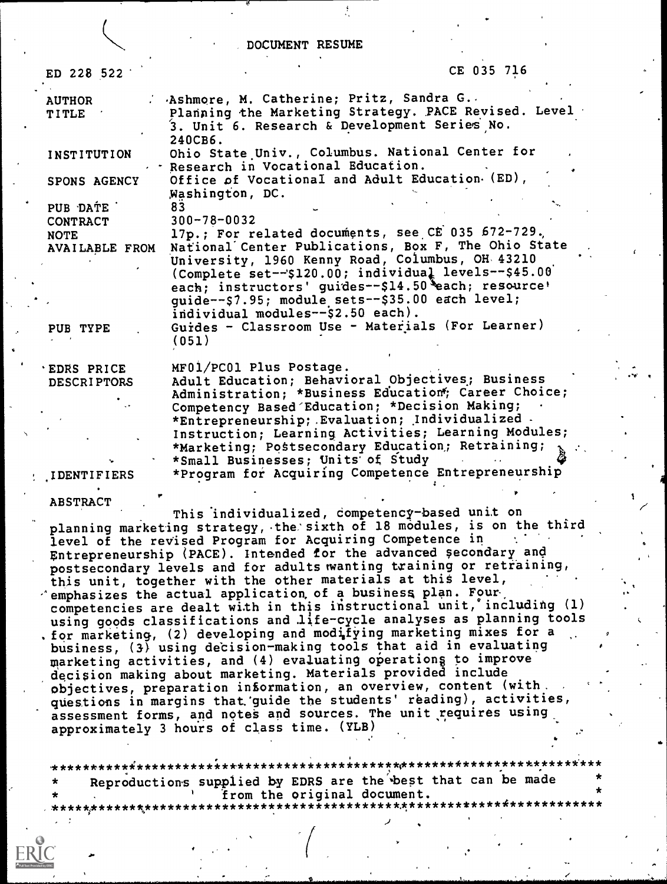# DOCUMENT RESUME

| | |
|---|---|
| ED 228 522 | CE 035 716 |
| AUTHOR | Ashmore, M. Catherine; Pritz, Sandra G. |
| TITLE | Planning the Marketing Strategy. PACE Revised. Level 3. Unit 6. Research & Development Series No. 240CB6. |
| INSTITUTION | Ohio State Univ., Columbus. National Center for Research in Vocational Education. |
| SPONS AGENCY | Office of Vocational and Adult Education (ED), Washington, DC. |
| PUB DATE | 83 |
| CONTRACT | 300-78-0032 |
| NOTE | 17p.; For related documents, see CE 035 672-729. |
| AVAILABLE FROM | National Center Publications, Box F, The Ohio State University, 1960 Kenny Road, Columbus, OH 43210 (Complete set--$120.00; individual levels--$45.00 each; instructors' guides--$14.50 each; resource guide--$7.95; module sets--$35.00 each level; individual modules--$2.50 each). |
| PUB TYPE | Guides - Classroom Use - Materials (For Learner) (051) |
| EDRS PRICE | MF01/PC01 Plus Postage. |
| DESCRIPTORS | Adult Education; Behavioral Objectives; Business Administration; *Business Education; Career Choice; Competency Based Education; *Decision Making; *Entrepreneurship; Evaluation; Individualized Instruction; Learning Activities; Learning Modules; *Marketing; Postsecondary Education; Retraining; *Small Businesses; Units of Study |
| IDENTIFIERS | *Program for Acquiring Competence Entrepreneurship |

## ABSTRACT

This individualized, competency-based unit on planning marketing strategy, the sixth of 18 modules, is on the third level of the revised Program for Acquiring Competence in Entrepreneurship (PACE). Intended for the advanced secondary and postsecondary levels and for adults wanting training or retraining, this unit, together with the other materials at this level, emphasizes the actual application of a business plan. Four competencies are dealt with in this instructional unit, including (1) using goods classifications and life-cycle analyses as planning tools for marketing, (2) developing and modifying marketing mixes for a business, (3) using decision-making tools that aid in evaluating marketing activities, and (4) evaluating operations to improve decision making about marketing. Materials provided include objectives, preparation information, an overview, content (with questions in margins that guide the students' reading), activities, assessment forms, and notes and sources. The unit requires using approximately 3 hours of class time. (YLB)

---

Reproductions supplied by EDRS are the best that can be made from the original document.

---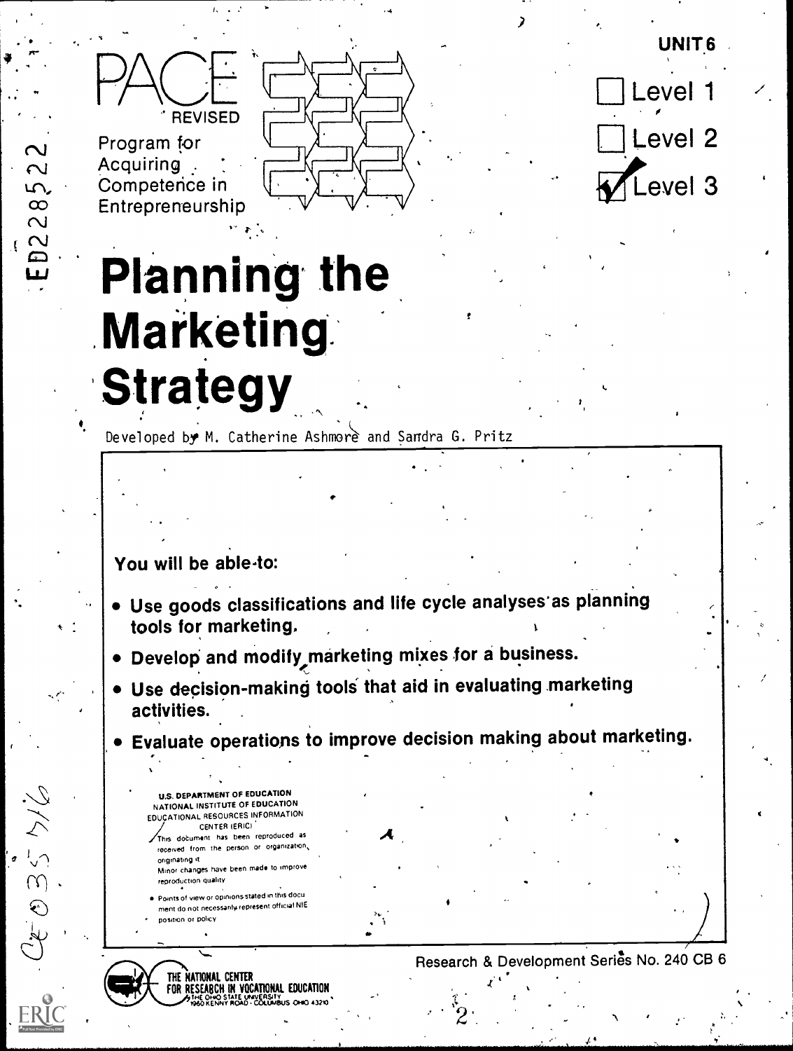# PACE REVISED

Program for Acquiring Competence in Entrepreneurship

UNIT 6

- [ ] Level 1
- [ ] Level 2
- [x] Level 3

# Planning the Marketing Strategy

Developed by M. Catherine Ashmore and Sandra G. Pritz

**You will be able to:**

- **Use goods classifications and life cycle analyses as planning tools for marketing.**
- **Develop and modify marketing mixes for a business.**
- **Use decision-making tools that aid in evaluating marketing activities.**
- **Evaluate operations to improve decision making about marketing.**

U.S. DEPARTMENT OF EDUCATION
NATIONAL INSTITUTE OF EDUCATION
EDUCATIONAL RESOURCES INFORMATION CENTER (ERIC)

This document has been reproduced as received from the person or organization originating it.
Minor changes have been made to improve reproduction quality.

- Points of view or opinions stated in this document do not necessarily represent official NIE position or policy.

THE NATIONAL CENTER FOR RESEARCH IN VOCATIONAL EDUCATION
THE OHIO STATE UNIVERSITY
1960 KENNY ROAD · COLUMBUS OHIO 43210

Research & Development Series No. 240 CB 6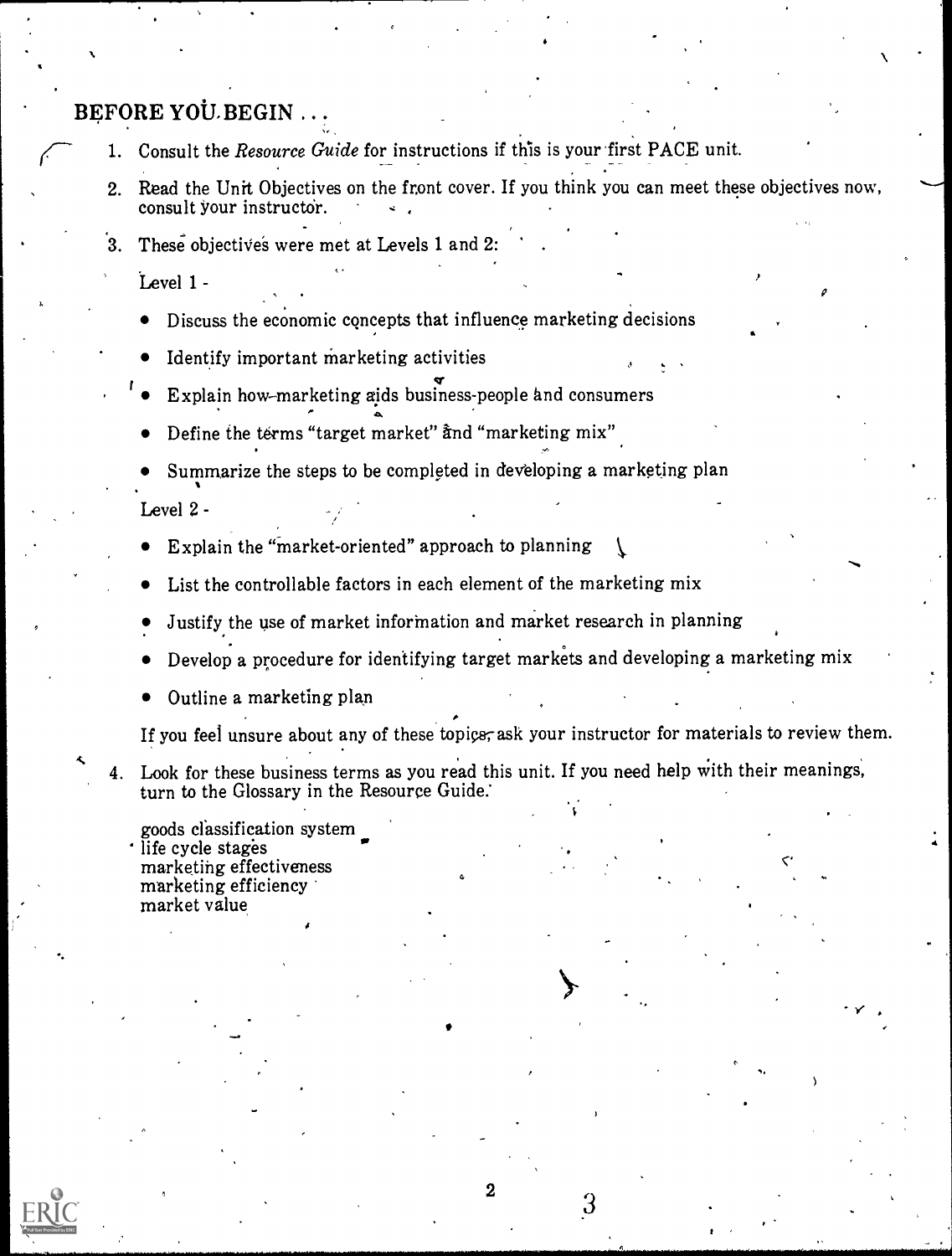## BEFORE YOU BEGIN . . .

1. Consult the *Resource Guide* for instructions if this is your first PACE unit.

2. Read the Unit Objectives on the front cover. If you think you can meet these objectives now, consult your instructor.

3. These objectives were met at Levels 1 and 2:

   Level 1 -

   - Discuss the economic concepts that influence marketing decisions
   - Identify important marketing activities
   - Explain how marketing aids business-people and consumers
   - Define the terms "target market" and "marketing mix"
   - Summarize the steps to be completed in developing a marketing plan

   Level 2 -

   - Explain the "market-oriented" approach to planning
   - List the controllable factors in each element of the marketing mix
   - Justify the use of market information and market research in planning
   - Develop a procedure for identifying target markets and developing a marketing mix
   - Outline a marketing plan

   If you feel unsure about any of these topics, ask your instructor for materials to review them.

4. Look for these business terms as you read this unit. If you need help with their meanings, turn to the Glossary in the Resource Guide.

   goods classification system
   life cycle stages
   marketing effectiveness
   marketing efficiency
   market value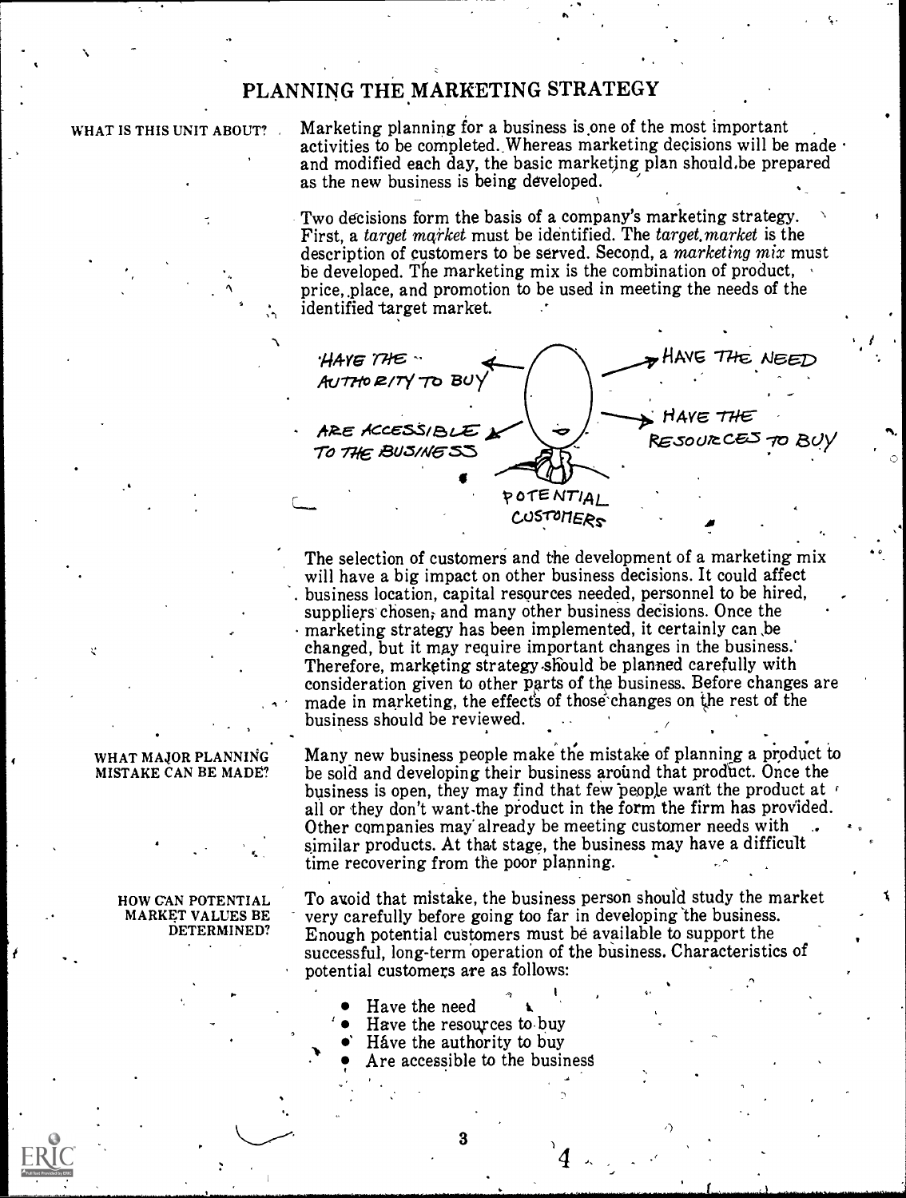# PLANNING THE MARKETING STRATEGY

**WHAT IS THIS UNIT ABOUT?**

Marketing planning for a business is one of the most important activities to be completed. Whereas marketing decisions will be made and modified each day, the basic marketing plan should be prepared as the new business is being developed.

Two decisions form the basis of a company's marketing strategy. First, a *target market* must be identified. The *target market* is the description of customers to be served. Second, a *marketing mix* must be developed. The marketing mix is the combination of product, price, place, and promotion to be used in meeting the needs of the identified target market.

HAVE THE AUTHORITY TO BUY — HAVE THE NEED — ARE ACCESSIBLE TO THE BUSINESS — HAVE THE RESOURCES TO BUY — POTENTIAL CUSTOMERS

The selection of customers and the development of a marketing mix will have a big impact on other business decisions. It could affect business location, capital resources needed, personnel to be hired, suppliers chosen, and many other business decisions. Once the marketing strategy has been implemented, it certainly can be changed, but it may require important changes in the business. Therefore, marketing strategy should be planned carefully with consideration given to other parts of the business. Before changes are made in marketing, the effects of those changes on the rest of the business should be reviewed.

**WHAT MAJOR PLANNING MISTAKE CAN BE MADE?**

Many new business people make the mistake of planning a product to be sold and developing their business around that product. Once the business is open, they may find that few people want the product at all or they don't want the product in the form the firm has provided. Other companies may already be meeting customer needs with similar products. At that stage, the business may have a difficult time recovering from the poor planning.

**HOW CAN POTENTIAL MARKET VALUES BE DETERMINED?**

To avoid that mistake, the business person should study the market very carefully before going too far in developing the business. Enough potential customers must be available to support the successful, long-term operation of the business. Characteristics of potential customers are as follows:

- Have the need
- Have the resources to buy
- Have the authority to buy
- Are accessible to the business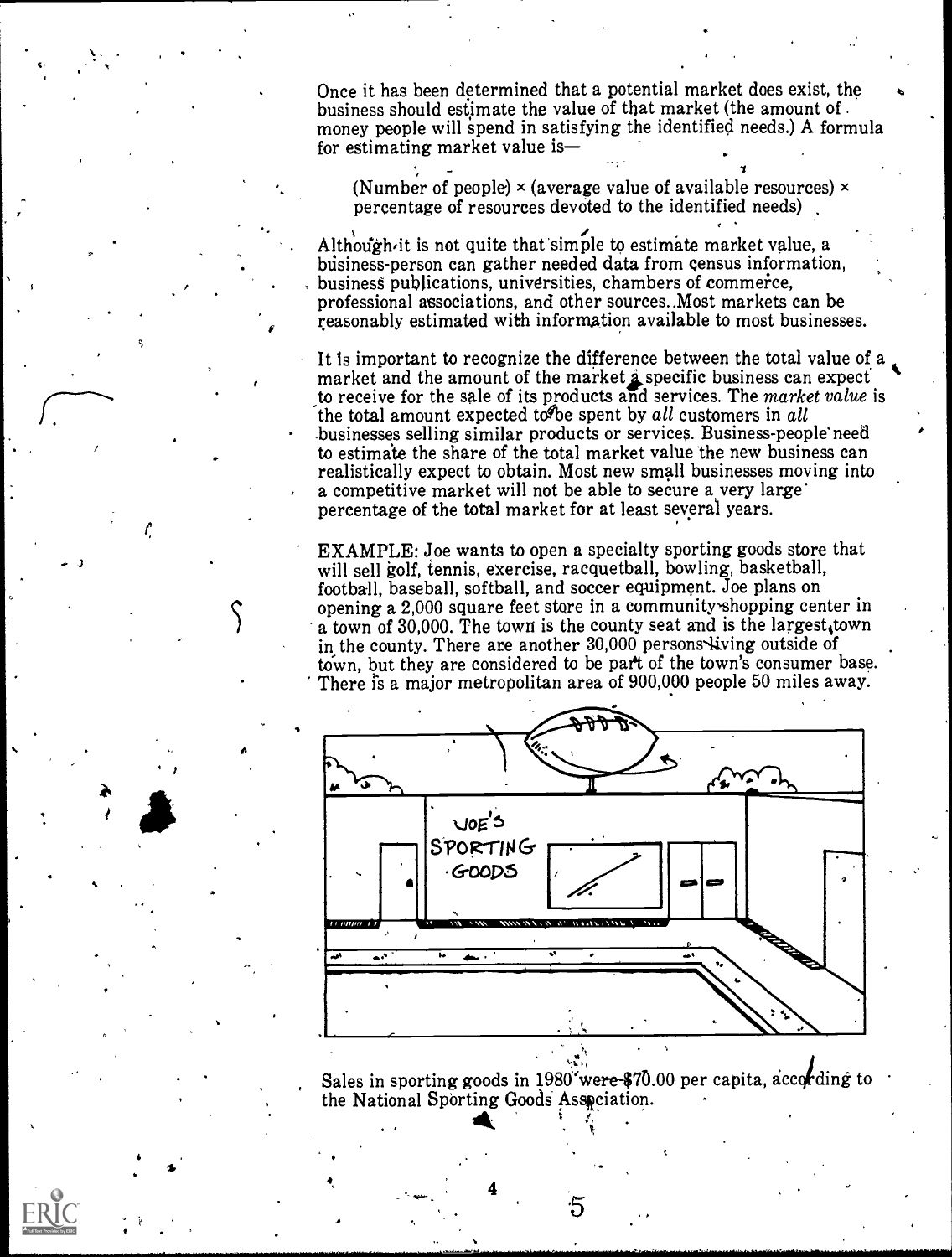Once it has been determined that a potential market does exist, the business should estimate the value of that market (the amount of money people will spend in satisfying the identified needs.) A formula for estimating market value is—

(Number of people) × (average value of available resources) × percentage of resources devoted to the identified needs)

Although it is not quite that simple to estimate market value, a business-person can gather needed data from census information, business publications, universities, chambers of commerce, professional associations, and other sources. Most markets can be reasonably estimated with information available to most businesses.

It is important to recognize the difference between the total value of a market and the amount of the market a specific business can expect to receive for the sale of its products and services. The *market value* is the total amount expected to be spent by *all* customers in *all* businesses selling similar products or services. Business-people need to estimate the share of the total market value the new business can realistically expect to obtain. Most new small businesses moving into a competitive market will not be able to secure a very large percentage of the total market for at least several years.

EXAMPLE: Joe wants to open a specialty sporting goods store that will sell golf, tennis, exercise, racquetball, bowling, basketball, football, baseball, softball, and soccer equipment. Joe plans on opening a 2,000 square feet store in a community shopping center in a town of 30,000. The town is the county seat and is the largest town in the county. There are another 30,000 persons living outside of town, but they are considered to be part of the town's consumer base. There is a major metropolitan area of 900,000 people 50 miles away.

Sales in sporting goods in 1980 were $70.00 per capita, according to the National Sporting Goods Association.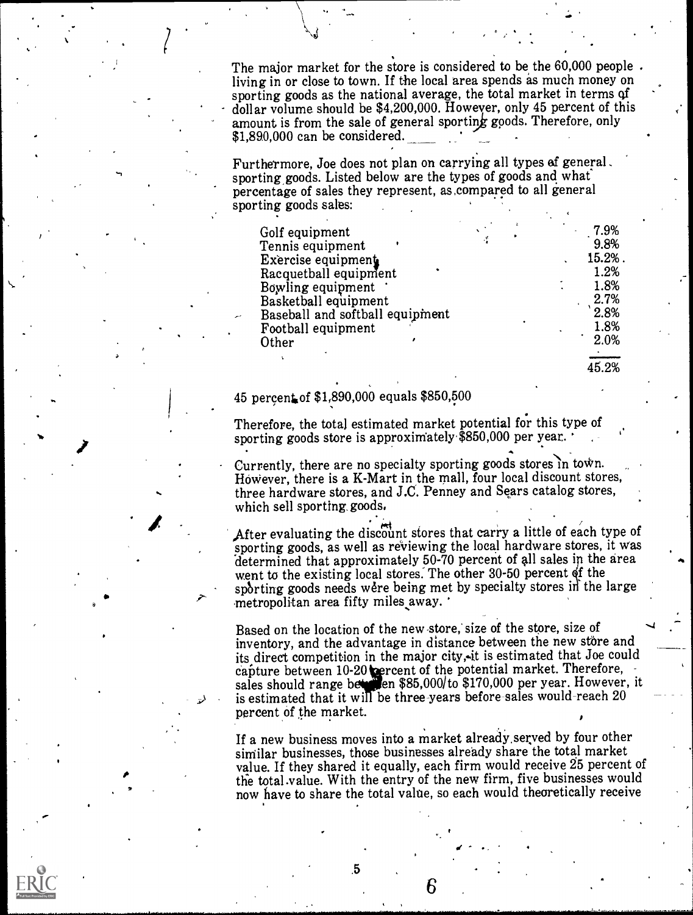The major market for the store is considered to be the 60,000 people living in or close to town. If the local area spends as much money on sporting goods as the national average, the total market in terms of dollar volume should be $4,200,000. However, only 45 percent of this amount is from the sale of general sporting goods. Therefore, only $1,890,000 can be considered.

Furthermore, Joe does not plan on carrying all types of general sporting goods. Listed below are the types of goods and what percentage of sales they represent, as compared to all general sporting goods sales:

| | |
|---|---|
| Golf equipment | 7.9% |
| Tennis equipment | 9.8% |
| Exercise equipment | 15.2% |
| Racquetball equipment | 1.2% |
| Bowling equipment | 1.8% |
| Basketball equipment | 2.7% |
| Baseball and softball equipment | 2.8% |
| Football equipment | 1.8% |
| Other | 2.0% |
| | 45.2% |

45 percent of $1,890,000 equals $850,500

Therefore, the total estimated market potential for this type of sporting goods store is approximately $850,000 per year.

Currently, there are no specialty sporting goods stores in town. However, there is a K-Mart in the mall, four local discount stores, three hardware stores, and J.C. Penney and Sears catalog stores, which sell sporting goods.

After evaluating the discount stores that carry a little of each type of sporting goods, as well as reviewing the local hardware stores, it was determined that approximately 50-70 percent of all sales in the area went to the existing local stores. The other 30-50 percent of the sporting goods needs were being met by specialty stores in the large metropolitan area fifty miles away.

Based on the location of the new store, size of the store, size of inventory, and the advantage in distance between the new store and its direct competition in the major city, it is estimated that Joe could capture between 10-20 percent of the potential market. Therefore, sales should range between $85,000 to $170,000 per year. However, it is estimated that it will be three years before sales would reach 20 percent of the market.

If a new business moves into a market already served by four other similar businesses, those businesses already share the total market value. If they shared it equally, each firm would receive 25 percent of the total value. With the entry of the new firm, five businesses would now have to share the total value, so each would theoretically receive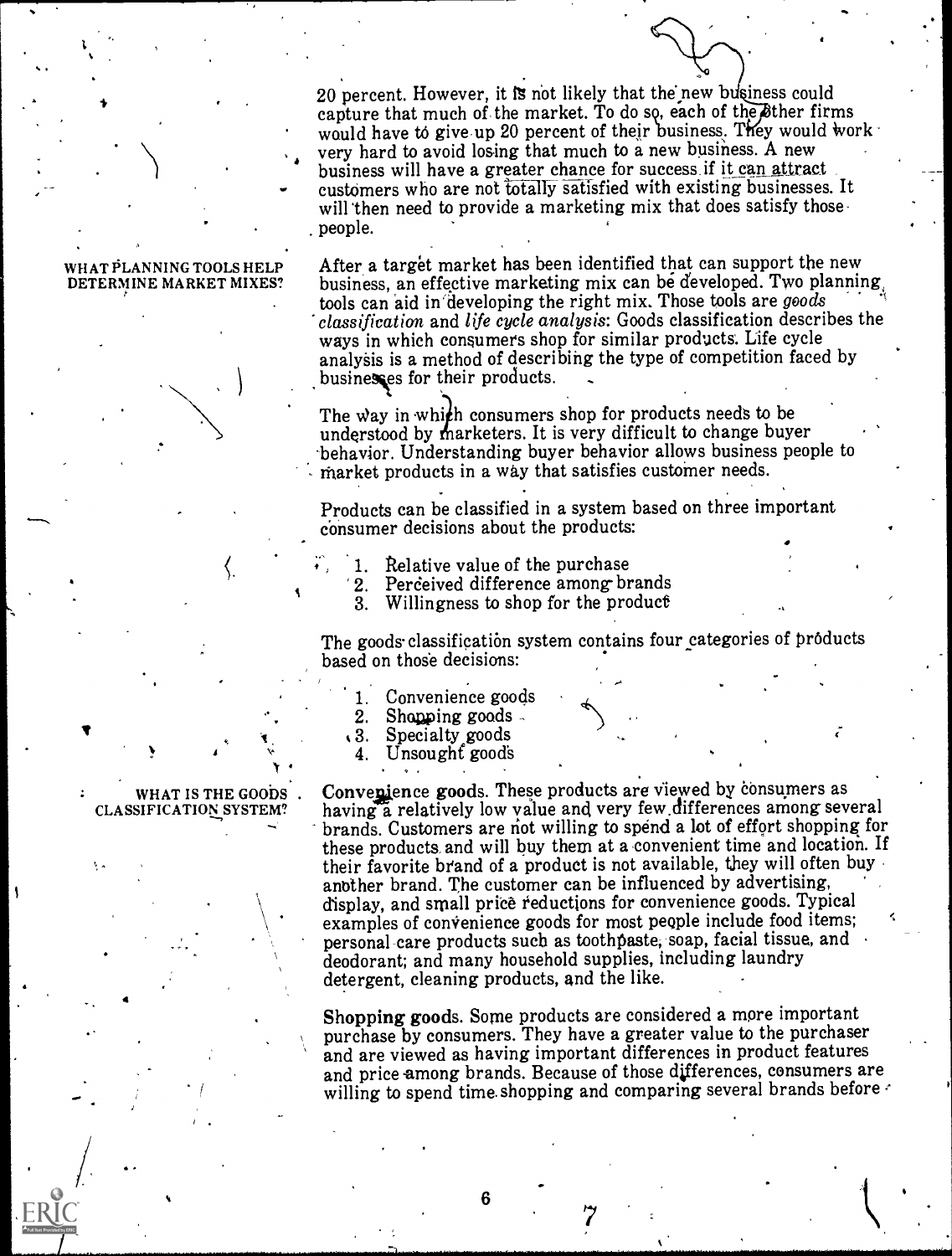20 percent. However, it is not likely that the new business could capture that much of the market. To do so, each of the other firms would have to give up 20 percent of their business. They would work very hard to avoid losing that much to a new business. A new business will have a greater chance for success if it can attract customers who are not totally satisfied with existing businesses. It will then need to provide a marketing mix that does satisfy those people.

**WHAT PLANNING TOOLS HELP DETERMINE MARKET MIXES?**

After a target market has been identified that can support the new business, an effective marketing mix can be developed. Two planning tools can aid in developing the right mix. Those tools are *goods classification* and *life cycle analysis*: Goods classification describes the ways in which consumers shop for similar products. Life cycle analysis is a method of describing the type of competition faced by businesses for their products.

The way in which consumers shop for products needs to be understood by marketers. It is very difficult to change buyer behavior. Understanding buyer behavior allows business people to market products in a way that satisfies customer needs.

Products can be classified in a system based on three important consumer decisions about the products:

1. Relative value of the purchase
2. Perceived difference among brands
3. Willingness to shop for the product

The goods classification system contains four categories of products based on those decisions:

1. Convenience goods
2. Shopping goods
3. Specialty goods
4. Unsought goods

**WHAT IS THE GOODS CLASSIFICATION SYSTEM?**

**Convenience goods.** These products are viewed by consumers as having a relatively low value and very few differences among several brands. Customers are not willing to spend a lot of effort shopping for these products and will buy them at a convenient time and location. If their favorite brand of a product is not available, they will often buy another brand. The customer can be influenced by advertising, display, and small price reductions for convenience goods. Typical examples of convenience goods for most people include food items; personal care products such as toothpaste, soap, facial tissue, and deodorant; and many household supplies, including laundry detergent, cleaning products, and the like.

**Shopping goods.** Some products are considered a more important purchase by consumers. They have a greater value to the purchaser and are viewed as having important differences in product features and price among brands. Because of those differences, consumers are willing to spend time shopping and comparing several brands before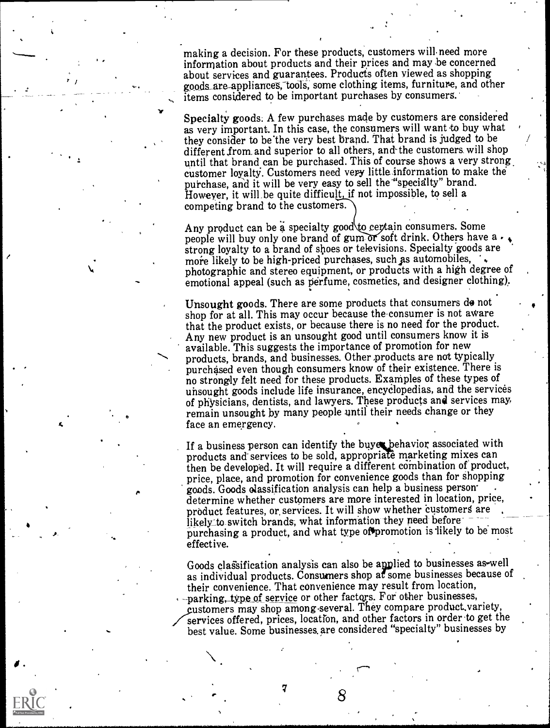making a decision. For these products, customers will need more information about products and their prices and may be concerned about services and guarantees. Products often viewed as shopping goods are appliances, tools, some clothing items, furniture, and other items considered to be important purchases by consumers.

**Specialty goods.** A few purchases made by customers are considered as very important. In this case, the consumers will want to buy what they consider to be the very best brand. That brand is judged to be different from and superior to all others, and the customers will shop until that brand can be purchased. This of course shows a very strong customer loyalty. Customers need very little information to make the purchase, and it will be very easy to sell the "specialty" brand. However, it will be quite difficult, if not impossible, to sell a competing brand to the customers.

Any product can be a specialty good to certain consumers. Some people will buy only one brand of gum or soft drink. Others have a strong loyalty to a brand of shoes or televisions. Specialty goods are more likely to be high-priced purchases, such as automobiles, photographic and stereo equipment, or products with a high degree of emotional appeal (such as perfume, cosmetics, and designer clothing).

**Unsought goods.** There are some products that consumers do not shop for at all. This may occur because the consumer is not aware that the product exists, or because there is no need for the product. Any new product is an unsought good until consumers know it is available. This suggests the importance of promotion for new products, brands, and businesses. Other products are not typically purchased even though consumers know of their existence. There is no strongly felt need for these products. Examples of these types of unsought goods include life insurance, encyclopedias, and the services of physicians, dentists, and lawyers. These products and services may remain unsought by many people until their needs change or they face an emergency.

If a business person can identify the buyer behavior associated with products and services to be sold, appropriate marketing mixes can then be developed. It will require a different combination of product, price, place, and promotion for convenience goods than for shopping goods. Goods classification analysis can help a business person determine whether customers are more interested in location, price, product features, or services. It will show whether customers are likely to switch brands, what information they need before purchasing a product, and what type of promotion is likely to be most effective.

Goods classification analysis can also be applied to businesses as well as individual products. Consumers shop at some businesses because of their convenience. That convenience may result from location, parking, type of service or other factors. For other businesses, customers may shop among several. They compare product variety, services offered, prices, location, and other factors in order to get the best value. Some businesses are considered "specialty" businesses by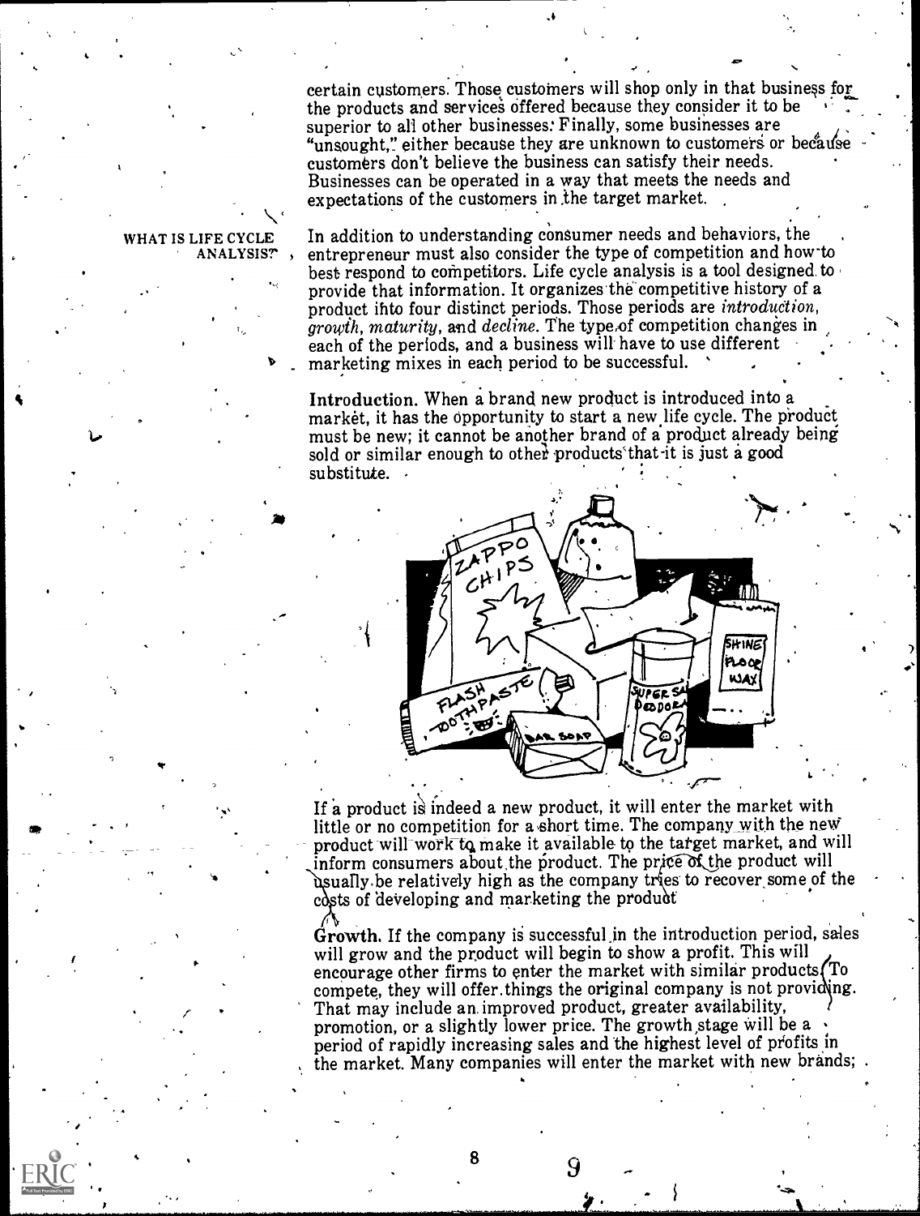certain customers. Those customers will shop only in that business for the products and services offered because they consider it to be superior to all other businesses. Finally, some businesses are "unsought," either because they are unknown to customers or because customers don't believe the business can satisfy their needs. Businesses can be operated in a way that meets the needs and expectations of the customers in the target market.

## WHAT IS LIFE CYCLE ANALYSIS?

In addition to understanding consumer needs and behaviors, the entrepreneur must also consider the type of competition and how to best respond to competitors. Life cycle analysis is a tool designed to provide that information. It organizes the competitive history of a product into four distinct periods. Those periods are *introduction*, *growth*, *maturity*, and *decline*. The type of competition changes in each of the periods, and a business will have to use different marketing mixes in each period to be successful.

**Introduction.** When a brand new product is introduced into a market, it has the opportunity to start a new life cycle. The product must be new; it cannot be another brand of a product already being sold or similar enough to other products that it is just a good substitute.

If a product is indeed a new product, it will enter the market with little or no competition for a short time. The company with the new product will work to make it available to the target market, and will inform consumers about the product. The price of the product will usually be relatively high as the company tries to recover some of the costs of developing and marketing the product.

**Growth.** If the company is successful in the introduction period, sales will grow and the product will begin to show a profit. This will encourage other firms to enter the market with similar products. To compete, they will offer things the original company is not providing. That may include an improved product, greater availability, promotion, or a slightly lower price. The growth stage will be a period of rapidly increasing sales and the highest level of profits in the market. Many companies will enter the market with new brands;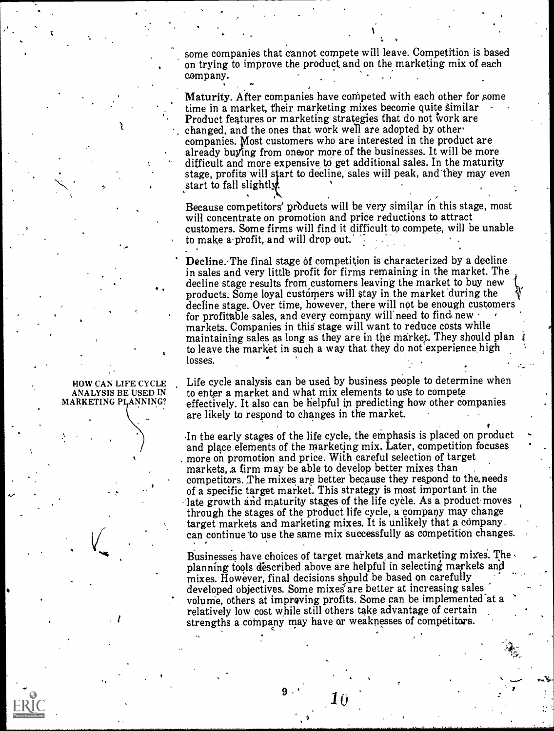some companies that cannot compete will leave. Competition is based on trying to improve the product and on the marketing mix of each company.

**Maturity.** After companies have competed with each other for some time in a market, their marketing mixes become quite similar. Product features or marketing strategies that do not work are changed, and the ones that work well are adopted by other companies. Most customers who are interested in the product are already buying from one or more of the businesses. It will be more difficult and more expensive to get additional sales. In the maturity stage, profits will start to decline, sales will peak, and they may even start to fall slightly.

Because competitors' products will be very similar in this stage, most will concentrate on promotion and price reductions to attract customers. Some firms will find it difficult to compete, will be unable to make a profit, and will drop out.

**Decline.** The final stage of competition is characterized by a decline in sales and very little profit for firms remaining in the market. The decline stage results from customers leaving the market to buy new products. Some loyal customers will stay in the market during the decline stage. Over time, however, there will not be enough customers for profitable sales, and every company will need to find new markets. Companies in this stage will want to reduce costs while maintaining sales as long as they are in the market. They should plan to leave the market in such a way that they do not experience high losses.

## HOW CAN LIFE CYCLE ANALYSIS BE USED IN MARKETING PLANNING?

Life cycle analysis can be used by business people to determine when to enter a market and what mix elements to use to compete effectively. It also can be helpful in predicting how other companies are likely to respond to changes in the market.

In the early stages of the life cycle, the emphasis is placed on product and place elements of the marketing mix. Later, competition focuses more on promotion and price. With careful selection of target markets, a firm may be able to develop better mixes than competitors. The mixes are better because they respond to the needs of a specific target market. This strategy is most important in the late growth and maturity stages of the life cycle. As a product moves through the stages of the product life cycle, a company may change target markets and marketing mixes. It is unlikely that a company can continue to use the same mix successfully as competition changes.

Businesses have choices of target markets and marketing mixes. The planning tools described above are helpful in selecting markets and mixes. However, final decisions should be based on carefully developed objectives. Some mixes are better at increasing sales volume, others at improving profits. Some can be implemented at a relatively low cost while still others take advantage of certain strengths a company may have or weaknesses of competitors.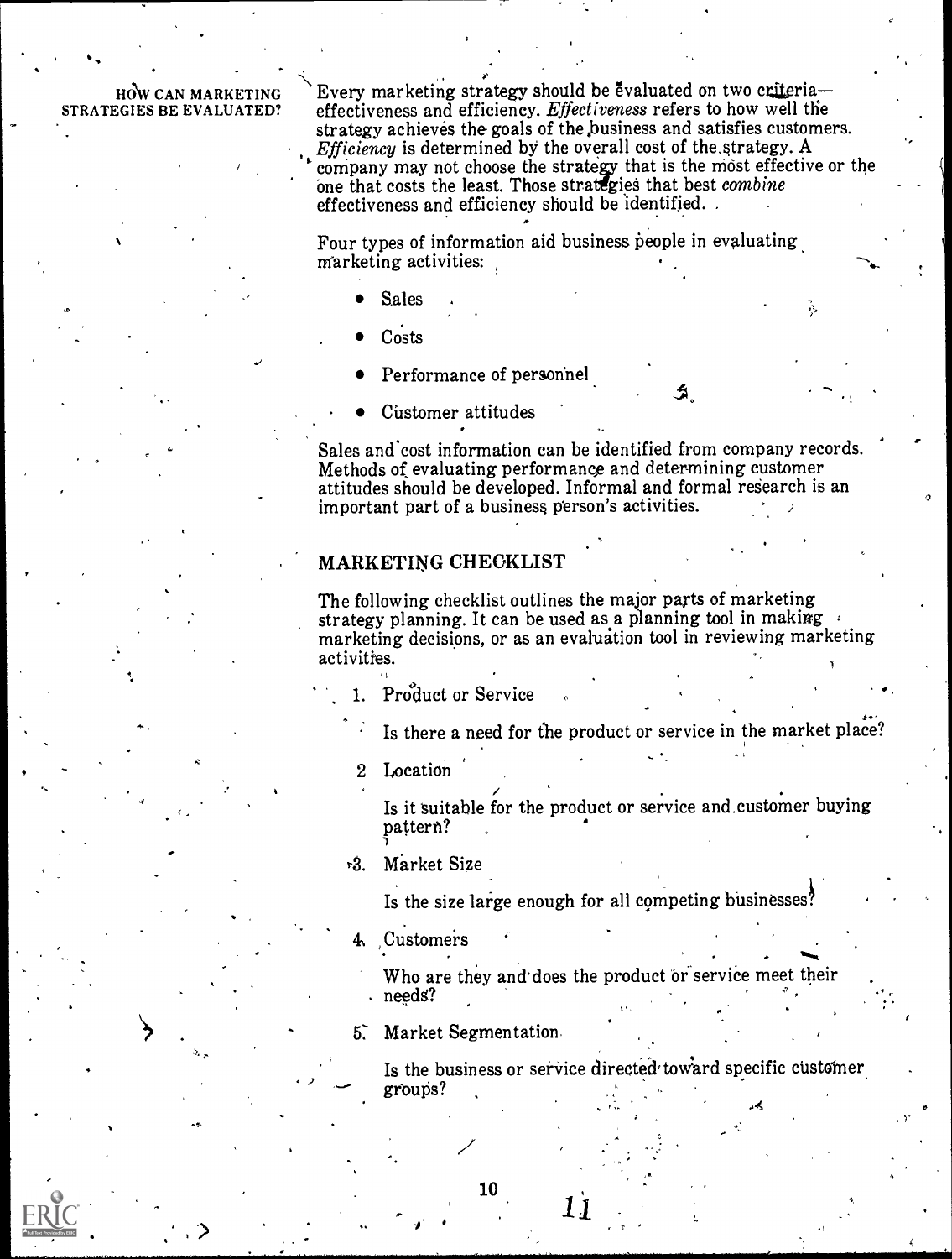## HOW CAN MARKETING STRATEGIES BE EVALUATED?

Every marketing strategy should be evaluated on two criteria—effectiveness and efficiency. *Effectiveness* refers to how well the strategy achieves the goals of the business and satisfies customers. *Efficiency* is determined by the overall cost of the strategy. A company may not choose the strategy that is the most effective or the one that costs the least. Those strategies that best *combine* effectiveness and efficiency should be identified.

Four types of information aid business people in evaluating marketing activities:

- Sales
- Costs
- Performance of personnel
- Customer attitudes

Sales and cost information can be identified from company records. Methods of evaluating performance and determining customer attitudes should be developed. Informal and formal research is an important part of a business person's activities.

## MARKETING CHECKLIST

The following checklist outlines the major parts of marketing strategy planning. It can be used as a planning tool in making marketing decisions, or as an evaluation tool in reviewing marketing activities.

1. Product or Service

   Is there a need for the product or service in the market place?

2. Location

   Is it suitable for the product or service and customer buying pattern?

3. Market Size

   Is the size large enough for all competing businesses?

4. Customers

   Who are they and does the product or service meet their needs?

5. Market Segmentation

   Is the business or service directed toward specific customer groups?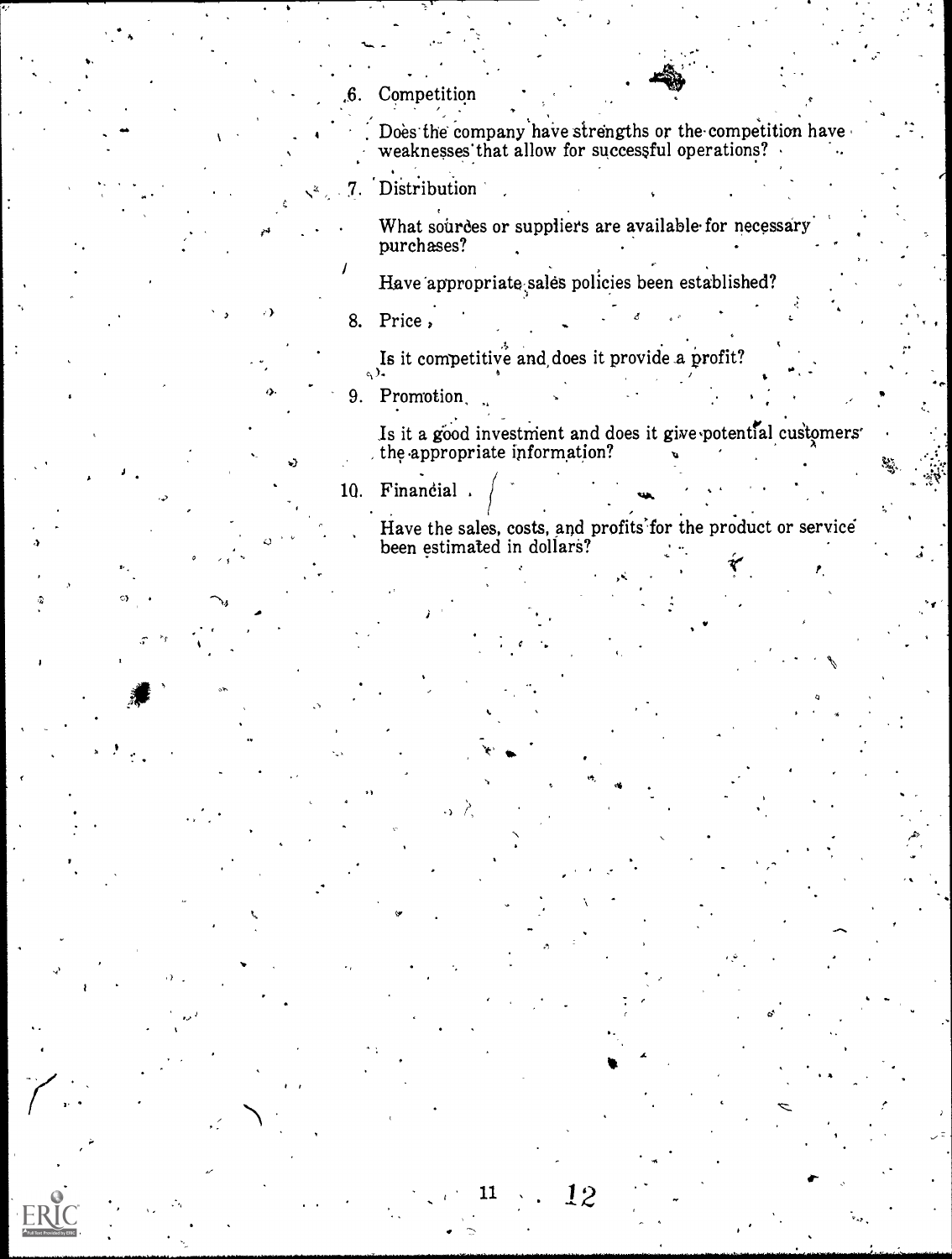6. Competition

   Does the company have strengths or the competition have weaknesses that allow for successful operations?

7. Distribution

   What sources or suppliers are available for necessary purchases?

   Have appropriate sales policies been established?

8. Price

   Is it competitive and does it provide a profit?

9. Promotion

   Is it a good investment and does it give potential customers the appropriate information?

10. Financial

    Have the sales, costs, and profits for the product or service been estimated in dollars?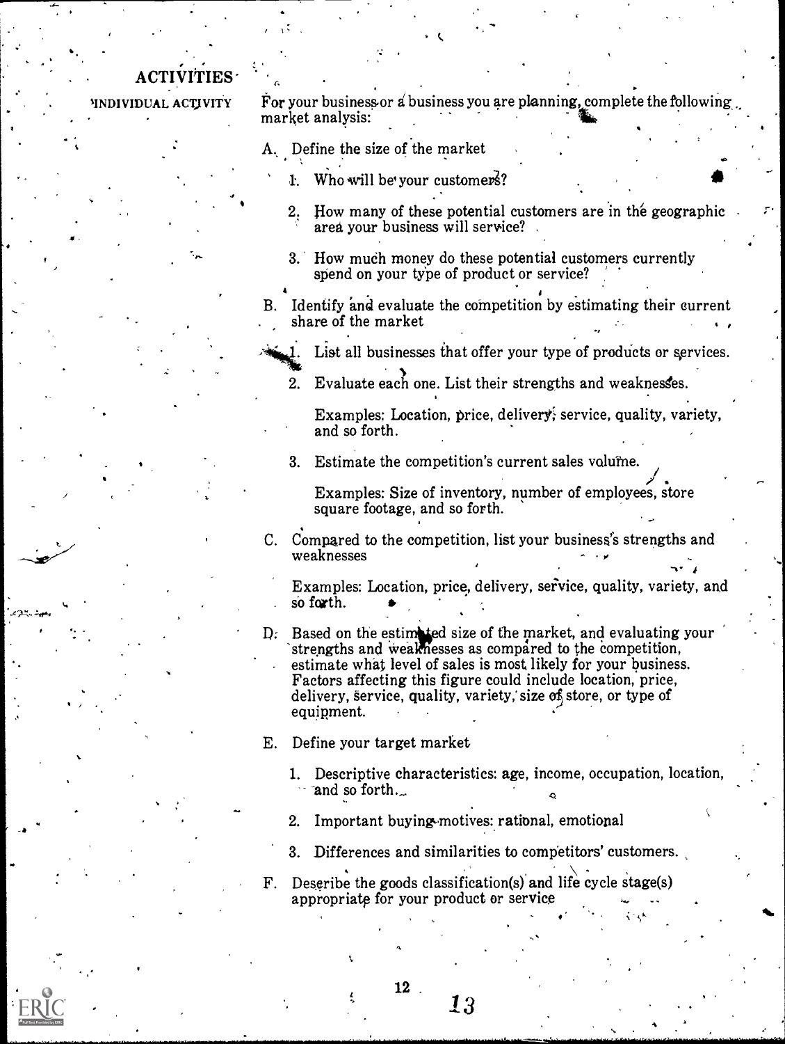## ACTIVITIES

**INDIVIDUAL ACTIVITY**

For your business or a business you are planning, complete the following market analysis:

A. Define the size of the market

1. Who will be your customers?

2. How many of these potential customers are in the geographic area your business will service?

3. How much money do these potential customers currently spend on your type of product or service?

B. Identify and evaluate the competition by estimating their current share of the market

1. List all businesses that offer your type of products or services.

2. Evaluate each one. List their strengths and weaknesses.

   Examples: Location, price, delivery, service, quality, variety, and so forth.

3. Estimate the competition's current sales volume.

   Examples: Size of inventory, number of employees, store square footage, and so forth.

C. Compared to the competition, list your business's strengths and weaknesses

   Examples: Location, price, delivery, service, quality, variety, and so forth.

D. Based on the estimated size of the market, and evaluating your strengths and weaknesses as compared to the competition, estimate what level of sales is most likely for your business. Factors affecting this figure could include location, price, delivery, service, quality, variety, size of store, or type of equipment.

E. Define your target market

1. Descriptive characteristics: age, income, occupation, location, and so forth.

2. Important buying motives: rational, emotional

3. Differences and similarities to competitors' customers.

F. Describe the goods classification(s) and life cycle stage(s) appropriate for your product or service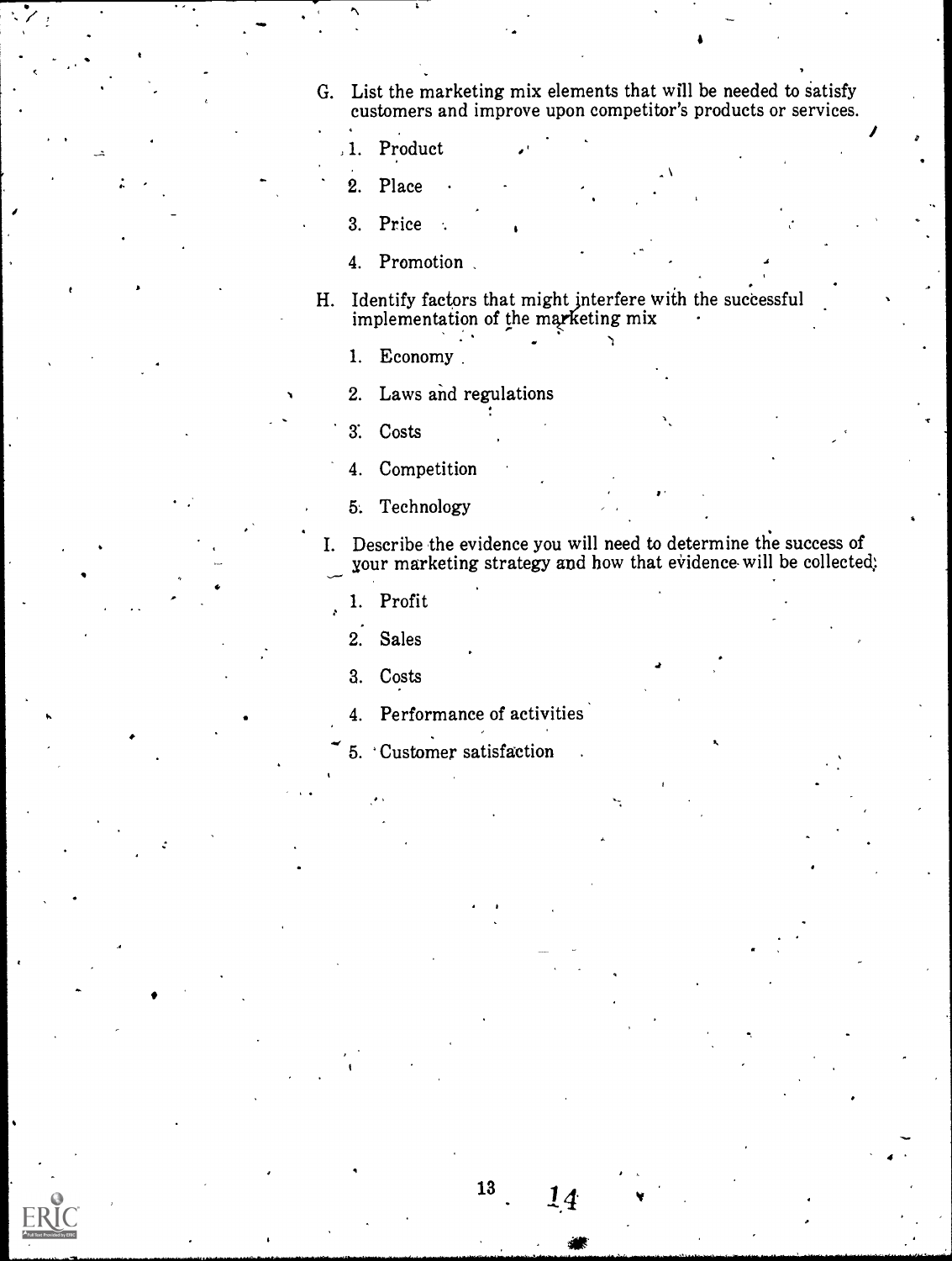G. List the marketing mix elements that will be needed to satisfy customers and improve upon competitor's products or services.

   1. Product
   2. Place
   3. Price
   4. Promotion

H. Identify factors that might interfere with the successful implementation of the marketing mix

   1. Economy
   2. Laws and regulations
   3. Costs
   4. Competition
   5. Technology

I. Describe the evidence you will need to determine the success of your marketing strategy and how that evidence will be collected:

   1. Profit
   2. Sales
   3. Costs
   4. Performance of activities
   5. Customer satisfaction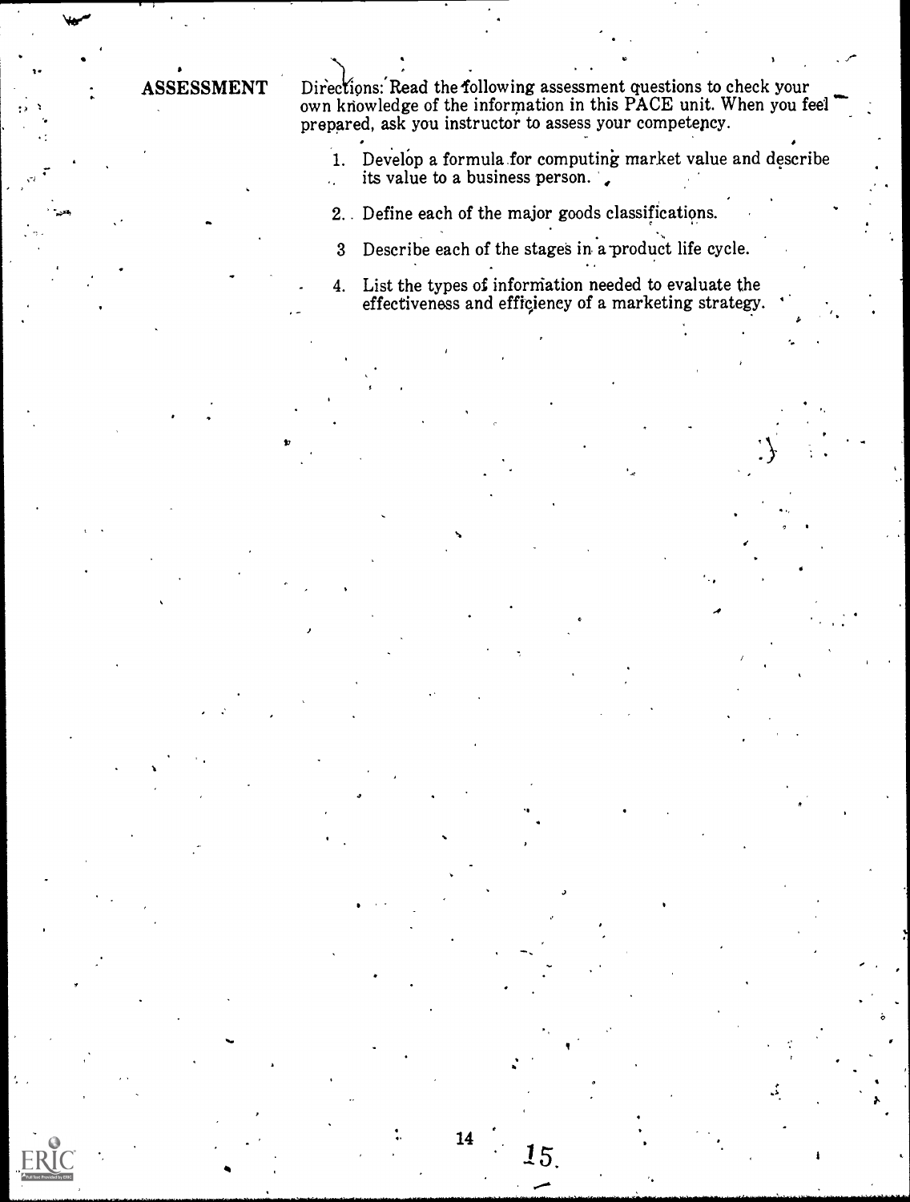## ASSESSMENT

Directions: Read the following assessment questions to check your own knowledge of the information in this PACE unit. When you feel prepared, ask you instructor to assess your competency.

1. Develop a formula for computing market value and describe its value to a business person.
2. Define each of the major goods classifications.
3. Describe each of the stages in a product life cycle.
4. List the types of information needed to evaluate the effectiveness and efficiency of a marketing strategy.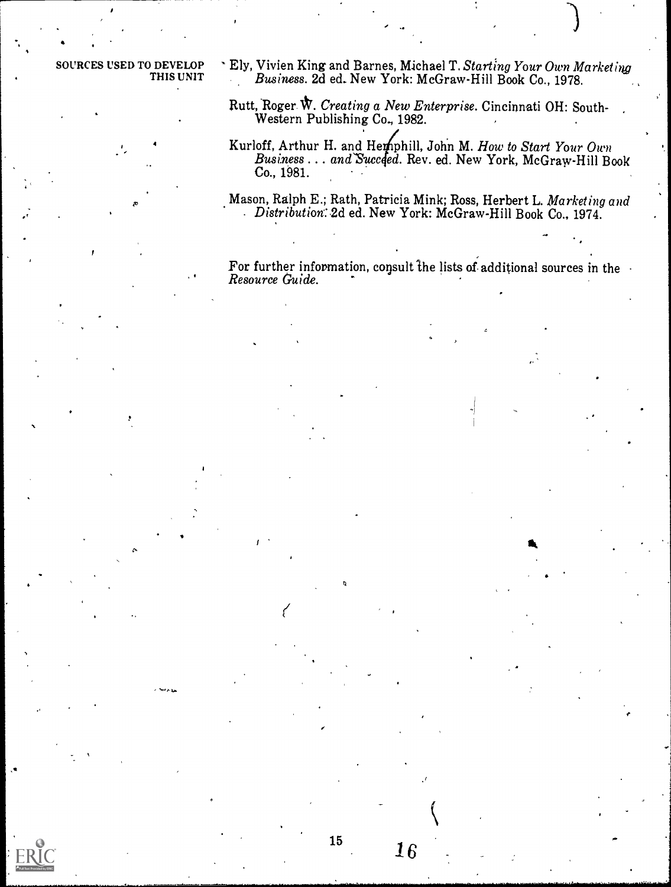**SOURCES USED TO DEVELOP THIS UNIT**

Ely, Vivien King and Barnes, Michael T. *Starting Your Own Marketing Business.* 2d ed. New York: McGraw-Hill Book Co., 1978.

Rutt, Roger W. *Creating a New Enterprise.* Cincinnati OH: South-Western Publishing Co., 1982.

Kurloff, Arthur H. and Hemphill, John M. *How to Start Your Own Business . . . and Succeed.* Rev. ed. New York, McGraw-Hill Book Co., 1981.

Mason, Ralph E.; Rath, Patricia Mink; Ross, Herbert L. *Marketing and Distribution.* 2d ed. New York: McGraw-Hill Book Co., 1974.

For further information, consult the lists of additional sources in the *Resource Guide.*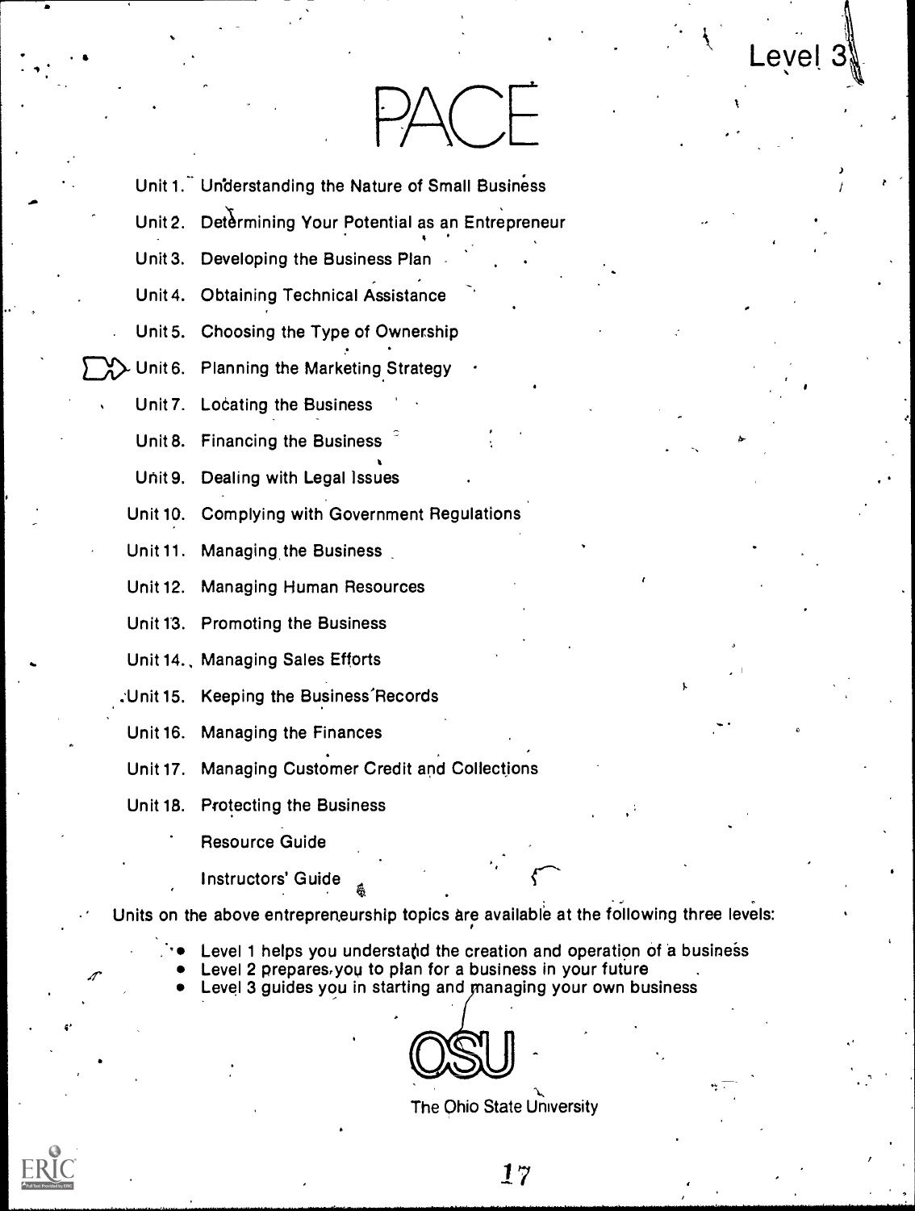Level 3

# PACE

- Unit 1. Understanding the Nature of Small Business
- Unit 2. Determining Your Potential as an Entrepreneur
- Unit 3. Developing the Business Plan
- Unit 4. Obtaining Technical Assistance
- Unit 5. Choosing the Type of Ownership
- Unit 6. Planning the Marketing Strategy
- Unit 7. Locating the Business
- Unit 8. Financing the Business
- Unit 9. Dealing with Legal Issues
- Unit 10. Complying with Government Regulations
- Unit 11. Managing the Business
- Unit 12. Managing Human Resources
- Unit 13. Promoting the Business
- Unit 14. Managing Sales Efforts
- Unit 15. Keeping the Business Records
- Unit 16. Managing the Finances
- Unit 17. Managing Customer Credit and Collections
- Unit 18. Protecting the Business
- Resource Guide
- Instructors' Guide

Units on the above entrepreneurship topics are available at the following three levels:

- Level 1 helps you understand the creation and operation of a business
- Level 2 prepares you to plan for a business in your future
- Level 3 guides you in starting and managing your own business

OSU

The Ohio State University